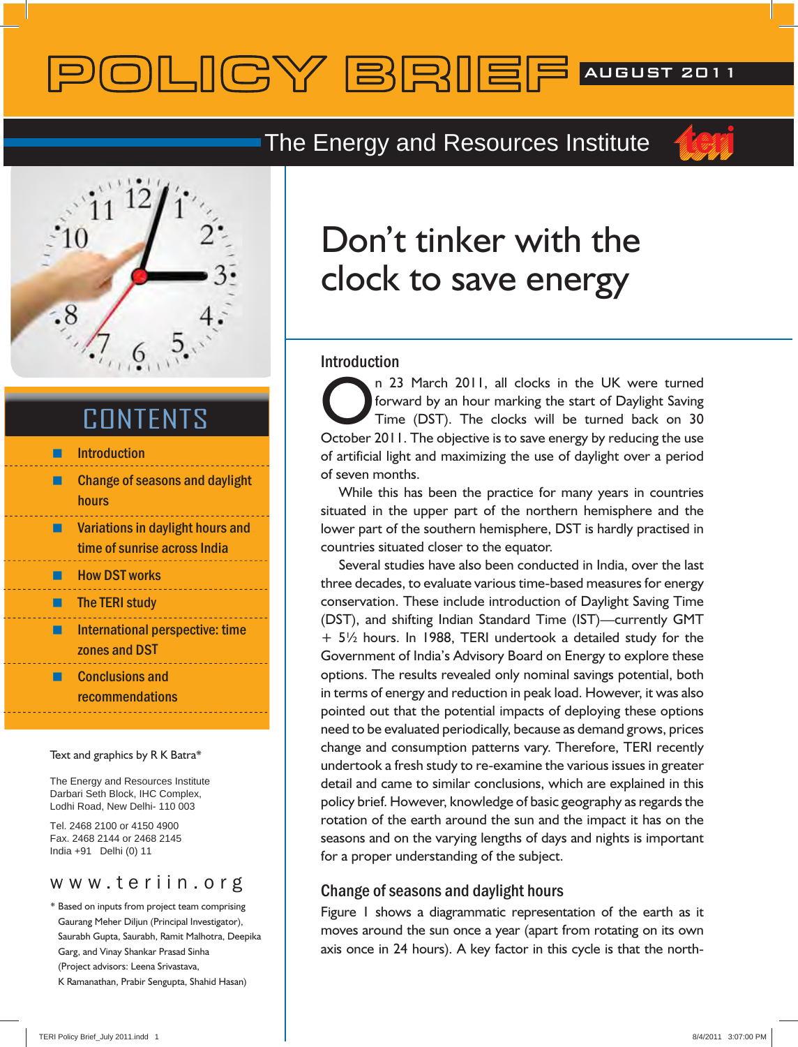# POLICY BRIEF

AUGUST 2011

The Energy and Resources Institute

# Don't tinker with the clock to save energy

## CONTENTS

- Introduction
- Change of seasons and daylight hours
- Variations in daylight hours and time of sunrise across India
- How DST works
- The TERI study
- International perspective: time zones and DST
- Conclusions and recommendations

Text and graphics by R K Batra*

The Energy and Resources Institute
Darbari Seth Block, IHC Complex,
Lodhi Road, New Delhi- 110 003

Tel. 2468 2100 or 4150 4900
Fax. 2468 2144 or 2468 2145
India +91 Delhi (0) 11

www.teriin.org

\* Based on inputs from project team comprising Gaurang Meher Diljun (Principal Investigator), Saurabh Gupta, Saurabh, Ramit Malhotra, Deepika Garg, and Vinay Shankar Prasad Sinha (Project advisors: Leena Srivastava, K Ramanathan, Prabir Sengupta, Shahid Hasan)

## Introduction

On 23 March 2011, all clocks in the UK were turned forward by an hour marking the start of Daylight Saving Time (DST). The clocks will be turned back on 30 October 2011. The objective is to save energy by reducing the use of artificial light and maximizing the use of daylight over a period of seven months.

While this has been the practice for many years in countries situated in the upper part of the northern hemisphere and the lower part of the southern hemisphere, DST is hardly practised in countries situated closer to the equator.

Several studies have also been conducted in India, over the last three decades, to evaluate various time-based measures for energy conservation. These include introduction of Daylight Saving Time (DST), and shifting Indian Standard Time (IST)—currently GMT + 5½ hours. In 1988, TERI undertook a detailed study for the Government of India's Advisory Board on Energy to explore these options. The results revealed only nominal savings potential, both in terms of energy and reduction in peak load. However, it was also pointed out that the potential impacts of deploying these options need to be evaluated periodically, because as demand grows, prices change and consumption patterns vary. Therefore, TERI recently undertook a fresh study to re-examine the various issues in greater detail and came to similar conclusions, which are explained in this policy brief. However, knowledge of basic geography as regards the rotation of the earth around the sun and the impact it has on the seasons and on the varying lengths of days and nights is important for a proper understanding of the subject.

## Change of seasons and daylight hours

Figure 1 shows a diagrammatic representation of the earth as it moves around the sun once a year (apart from rotating on its own axis once in 24 hours). A key factor in this cycle is that the north-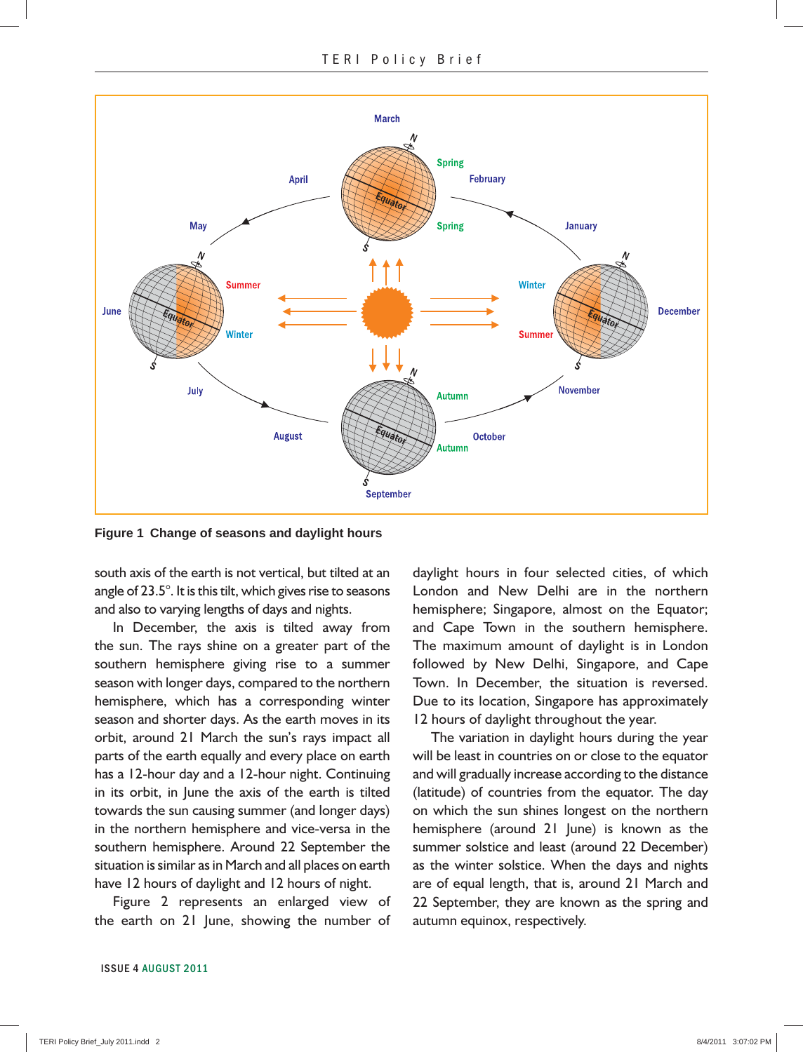Figure 1 Change of seasons and daylight hours

south axis of the earth is not vertical, but tilted at an angle of 23.5°. It is this tilt, which gives rise to seasons and also to varying lengths of days and nights.

In December, the axis is tilted away from the sun. The rays shine on a greater part of the southern hemisphere giving rise to a summer season with longer days, compared to the northern hemisphere, which has a corresponding winter season and shorter days. As the earth moves in its orbit, around 21 March the sun's rays impact all parts of the earth equally and every place on earth has a 12-hour day and a 12-hour night. Continuing in its orbit, in June the axis of the earth is tilted towards the sun causing summer (and longer days) in the northern hemisphere and vice-versa in the southern hemisphere. Around 22 September the situation is similar as in March and all places on earth have 12 hours of daylight and 12 hours of night.

Figure 2 represents an enlarged view of the earth on 21 June, showing the number of daylight hours in four selected cities, of which London and New Delhi are in the northern hemisphere; Singapore, almost on the Equator; and Cape Town in the southern hemisphere. The maximum amount of daylight is in London followed by New Delhi, Singapore, and Cape Town. In December, the situation is reversed. Due to its location, Singapore has approximately 12 hours of daylight throughout the year.

The variation in daylight hours during the year will be least in countries on or close to the equator and will gradually increase according to the distance (latitude) of countries from the equator. The day on which the sun shines longest on the northern hemisphere (around 21 June) is known as the summer solstice and least (around 22 December) as the winter solstice. When the days and nights are of equal length, that is, around 21 March and 22 September, they are known as the spring and autumn equinox, respectively.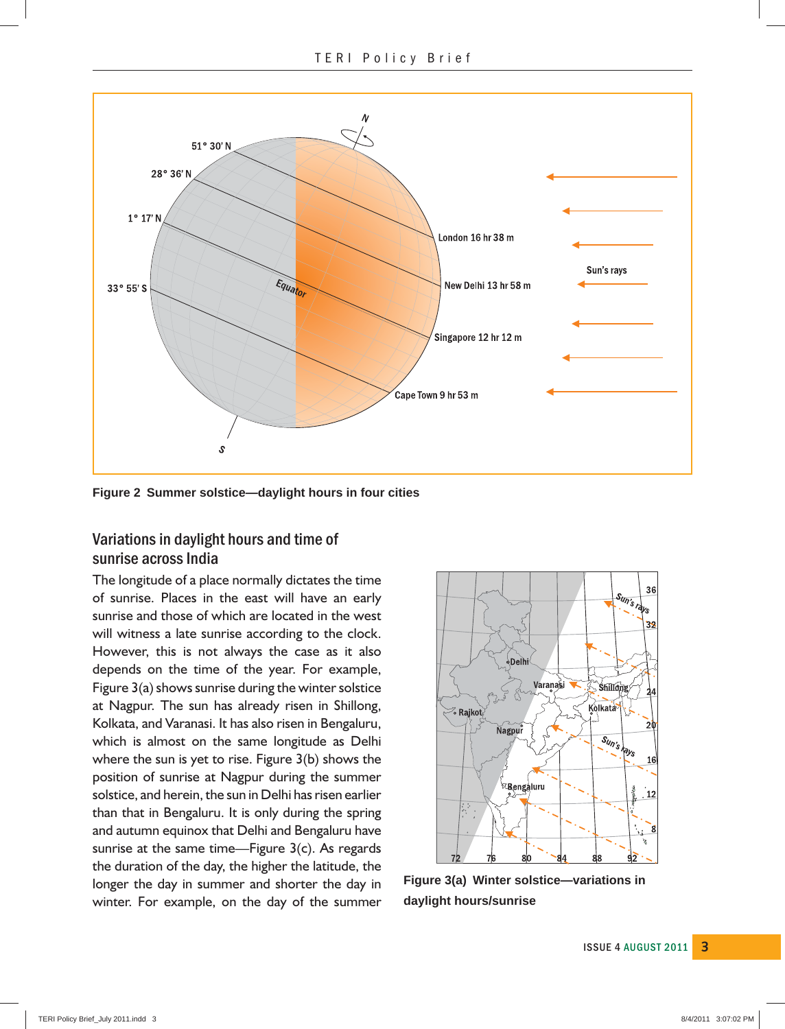Figure 2 Summer solstice—daylight hours in four cities

## Variations in daylight hours and time of sunrise across India

The longitude of a place normally dictates the time of sunrise. Places in the east will have an early sunrise and those of which are located in the west will witness a late sunrise according to the clock. However, this is not always the case as it also depends on the time of the year. For example, Figure 3(a) shows sunrise during the winter solstice at Nagpur. The sun has already risen in Shillong, Kolkata, and Varanasi. It has also risen in Bengaluru, which is almost on the same longitude as Delhi where the sun is yet to rise. Figure 3(b) shows the position of sunrise at Nagpur during the summer solstice, and herein, the sun in Delhi has risen earlier than that in Bengaluru. It is only during the spring and autumn equinox that Delhi and Bengaluru have sunrise at the same time—Figure 3(c). As regards the duration of the day, the higher the latitude, the longer the day in summer and shorter the day in winter. For example, on the day of the summer

Figure 3(a) Winter solstice—variations in daylight hours/sunrise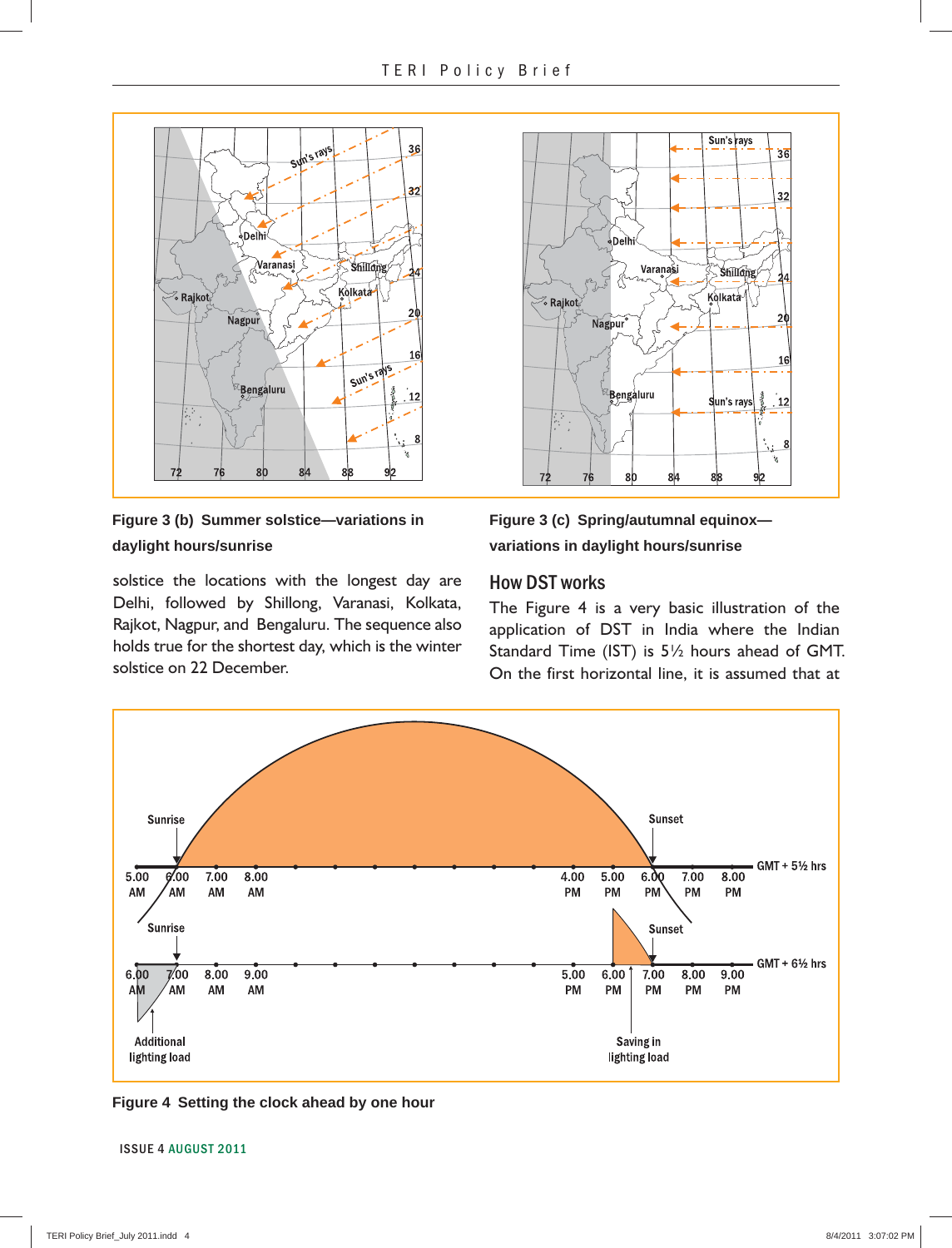Figure 3 (b) Summer solstice—variations in daylight hours/sunrise

Figure 3 (c) Spring/autumnal equinox—variations in daylight hours/sunrise

solstice the locations with the longest day are Delhi, followed by Shillong, Varanasi, Kolkata, Rajkot, Nagpur, and Bengaluru. The sequence also holds true for the shortest day, which is the winter solstice on 22 December.

## How DST works

The Figure 4 is a very basic illustration of the application of DST in India where the Indian Standard Time (IST) is 5½ hours ahead of GMT. On the first horizontal line, it is assumed that at

Figure 4 Setting the clock ahead by one hour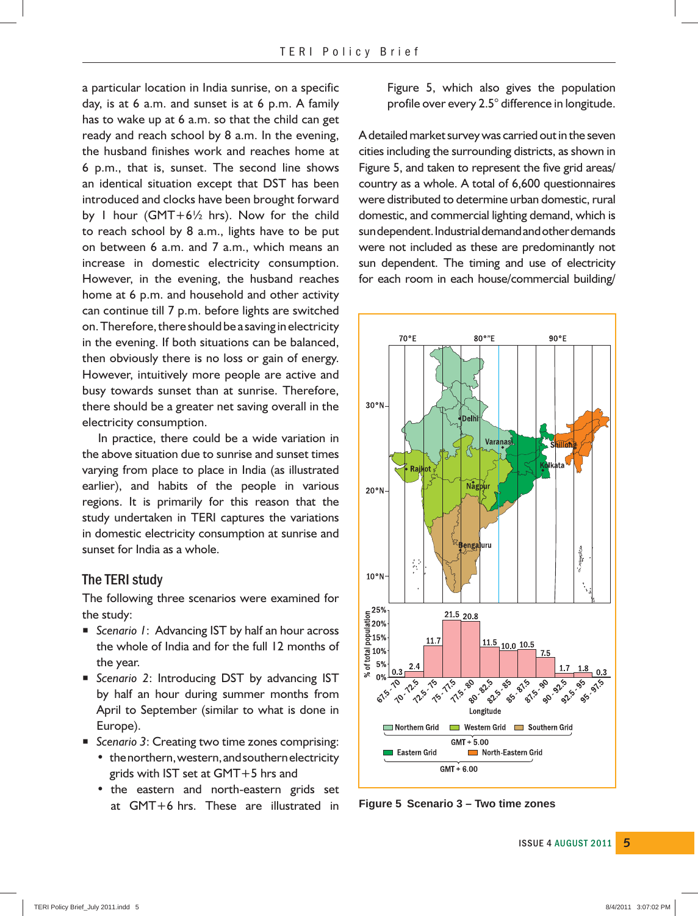a particular location in India sunrise, on a specific day, is at 6 a.m. and sunset is at 6 p.m. A family has to wake up at 6 a.m. so that the child can get ready and reach school by 8 a.m. In the evening, the husband finishes work and reaches home at 6 p.m., that is, sunset. The second line shows an identical situation except that DST has been introduced and clocks have been brought forward by 1 hour (GMT+6½ hrs). Now for the child to reach school by 8 a.m., lights have to be put on between 6 a.m. and 7 a.m., which means an increase in domestic electricity consumption. However, in the evening, the husband reaches home at 6 p.m. and household and other activity can continue till 7 p.m. before lights are switched on. Therefore, there should be a saving in electricity in the evening. If both situations can be balanced, then obviously there is no loss or gain of energy. However, intuitively more people are active and busy towards sunset than at sunrise. Therefore, there should be a greater net saving overall in the electricity consumption.

In practice, there could be a wide variation in the above situation due to sunrise and sunset times varying from place to place in India (as illustrated earlier), and habits of the people in various regions. It is primarily for this reason that the study undertaken in TERI captures the variations in domestic electricity consumption at sunrise and sunset for India as a whole.

## The TERI study

The following three scenarios were examined for the study:

- *Scenario 1*: Advancing IST by half an hour across the whole of India and for the full 12 months of the year.
- *Scenario 2*: Introducing DST by advancing IST by half an hour during summer months from April to September (similar to what is done in Europe).
- *Scenario 3*: Creating two time zones comprising:
  - the northern, western, and southern electricity grids with IST set at GMT+5 hrs and
  - the eastern and north-eastern grids set at GMT+6 hrs. These are illustrated in Figure 5, which also gives the population profile over every 2.5° difference in longitude.

A detailed market survey was carried out in the seven cities including the surrounding districts, as shown in Figure 5, and taken to represent the five grid areas/ country as a whole. A total of 6,600 questionnaires were distributed to determine urban domestic, rural domestic, and commercial lighting demand, which is sun dependent. Industrial demand and other demands were not included as these are predominantly not sun dependent. The timing and use of electricity for each room in each house/commercial building/

**Figure 5 Scenario 3 – Two time zones**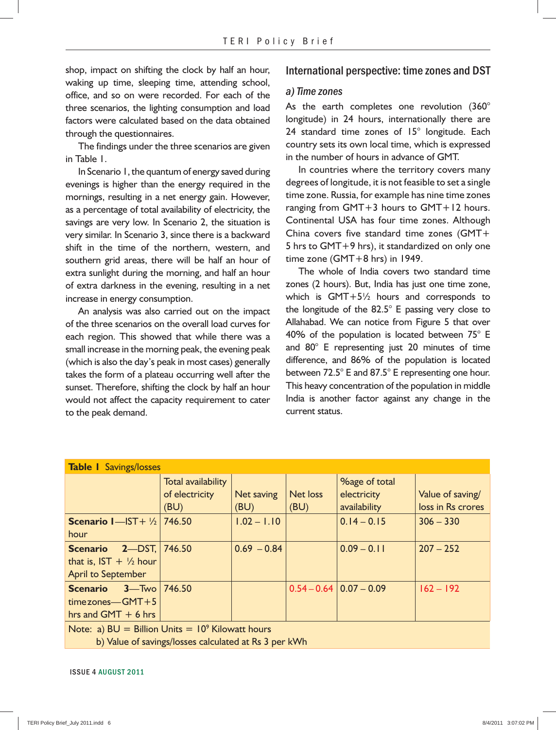shop, impact on shifting the clock by half an hour, waking up time, sleeping time, attending school, office, and so on were recorded. For each of the three scenarios, the lighting consumption and load factors were calculated based on the data obtained through the questionnaires.

The findings under the three scenarios are given in Table 1.

In Scenario 1, the quantum of energy saved during evenings is higher than the energy required in the mornings, resulting in a net energy gain. However, as a percentage of total availability of electricity, the savings are very low. In Scenario 2, the situation is very similar. In Scenario 3, since there is a backward shift in the time of the northern, western, and southern grid areas, there will be half an hour of extra sunlight during the morning, and half an hour of extra darkness in the evening, resulting in a net increase in energy consumption.

An analysis was also carried out on the impact of the three scenarios on the overall load curves for each region. This showed that while there was a small increase in the morning peak, the evening peak (which is also the day's peak in most cases) generally takes the form of a plateau occurring well after the sunset. Therefore, shifting the clock by half an hour would not affect the capacity requirement to cater to the peak demand.

## International perspective: time zones and DST

### *a) Time zones*

As the earth completes one revolution (360° longitude) in 24 hours, internationally there are 24 standard time zones of 15° longitude. Each country sets its own local time, which is expressed in the number of hours in advance of GMT.

In countries where the territory covers many degrees of longitude, it is not feasible to set a single time zone. Russia, for example has nine time zones ranging from GMT+3 hours to GMT+12 hours. Continental USA has four time zones. Although China covers five standard time zones (GMT+5 hrs to GMT+9 hrs), it standardized on only one time zone (GMT+8 hrs) in 1949.

The whole of India covers two standard time zones (2 hours). But, India has just one time zone, which is GMT+5½ hours and corresponds to the longitude of the 82.5° E passing very close to Allahabad. We can notice from Figure 5 that over 40% of the population is located between 75° E and 80° E representing just 20 minutes of time difference, and 86% of the population is located between 72.5° E and 87.5° E representing one hour. This heavy concentration of the population in middle India is another factor against any change in the current status.

**Table 1** Savings/losses

| | Total availability of electricity (BU) | Net saving (BU) | Net loss (BU) | %age of total electricity availability | Value of saving/ loss in Rs crores |
|---|---|---|---|---|---|
| **Scenario 1**—IST+ ½ hour | 746.50 | 1.02 – 1.10 | | 0.14 – 0.15 | 306 – 330 |
| **Scenario 2**—DST, that is, IST + ½ hour April to September | 746.50 | 0.69 – 0.84 | | 0.09 – 0.11 | 207 – 252 |
| **Scenario 3**—Two time zones—GMT+5 hrs and GMT + 6 hrs | 746.50 | | 0.54 – 0.64 | 0.07 – 0.09 | 162 – 192 |

Note: a) BU = Billion Units = $10^9$ Kilowatt hours
b) Value of savings/losses calculated at Rs 3 per kWh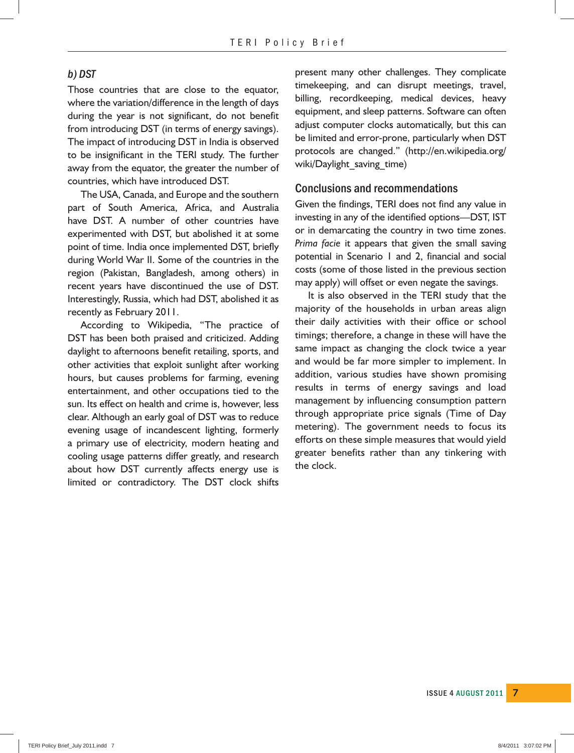### *b) DST*

Those countries that are close to the equator, where the variation/difference in the length of days during the year is not significant, do not benefit from introducing DST (in terms of energy savings). The impact of introducing DST in India is observed to be insignificant in the TERI study. The further away from the equator, the greater the number of countries, which have introduced DST.

The USA, Canada, and Europe and the southern part of South America, Africa, and Australia have DST. A number of other countries have experimented with DST, but abolished it at some point of time. India once implemented DST, briefly during World War II. Some of the countries in the region (Pakistan, Bangladesh, among others) in recent years have discontinued the use of DST. Interestingly, Russia, which had DST, abolished it as recently as February 2011.

According to Wikipedia, "The practice of DST has been both praised and criticized. Adding daylight to afternoons benefit retailing, sports, and other activities that exploit sunlight after working hours, but causes problems for farming, evening entertainment, and other occupations tied to the sun. Its effect on health and crime is, however, less clear. Although an early goal of DST was to reduce evening usage of incandescent lighting, formerly a primary use of electricity, modern heating and cooling usage patterns differ greatly, and research about how DST currently affects energy use is limited or contradictory. The DST clock shifts present many other challenges. They complicate timekeeping, and can disrupt meetings, travel, billing, recordkeeping, medical devices, heavy equipment, and sleep patterns. Software can often adjust computer clocks automatically, but this can be limited and error-prone, particularly when DST protocols are changed." (http://en.wikipedia.org/wiki/Daylight_saving_time)

## Conclusions and recommendations

Given the findings, TERI does not find any value in investing in any of the identified options—DST, IST or in demarcating the country in two time zones. *Prima facie* it appears that given the small saving potential in Scenario 1 and 2, financial and social costs (some of those listed in the previous section may apply) will offset or even negate the savings.

It is also observed in the TERI study that the majority of the households in urban areas align their daily activities with their office or school timings; therefore, a change in these will have the same impact as changing the clock twice a year and would be far more simpler to implement. In addition, various studies have shown promising results in terms of energy savings and load management by influencing consumption pattern through appropriate price signals (Time of Day metering). The government needs to focus its efforts on these simple measures that would yield greater benefits rather than any tinkering with the clock.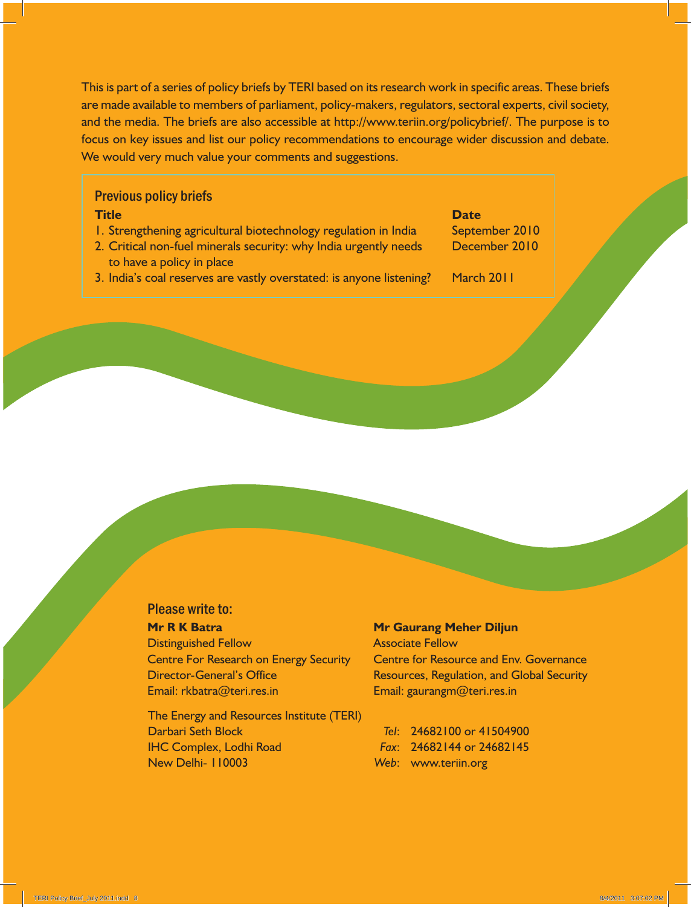This is part of a series of policy briefs by TERI based on its research work in specific areas. These briefs are made available to members of parliament, policy-makers, regulators, sectoral experts, civil society, and the media. The briefs are also accessible at http://www.teriin.org/policybrief/. The purpose is to focus on key issues and list our policy recommendations to encourage wider discussion and debate. We would very much value your comments and suggestions.

## Previous policy briefs

| Title | Date |
|---|---|
| 1. Strengthening agricultural biotechnology regulation in India | September 2010 |
| 2. Critical non-fuel minerals security: why India urgently needs to have a policy in place | December 2010 |
| 3. India's coal reserves are vastly overstated: is anyone listening? | March 2011 |

## Please write to:

**Mr R K Batra**
Distinguished Fellow
Centre For Research on Energy Security
Director-General's Office
Email: rkbatra@teri.res.in

**Mr Gaurang Meher Diljun**
Associate Fellow
Centre for Resource and Env. Governance
Resources, Regulation, and Global Security
Email: gaurangm@teri.res.in

The Energy and Resources Institute (TERI)
Darbari Seth Block
IHC Complex, Lodhi Road
New Delhi- 110003

*Tel*: 24682100 or 41504900
*Fax*: 24682144 or 24682145
*Web*: www.teriin.org